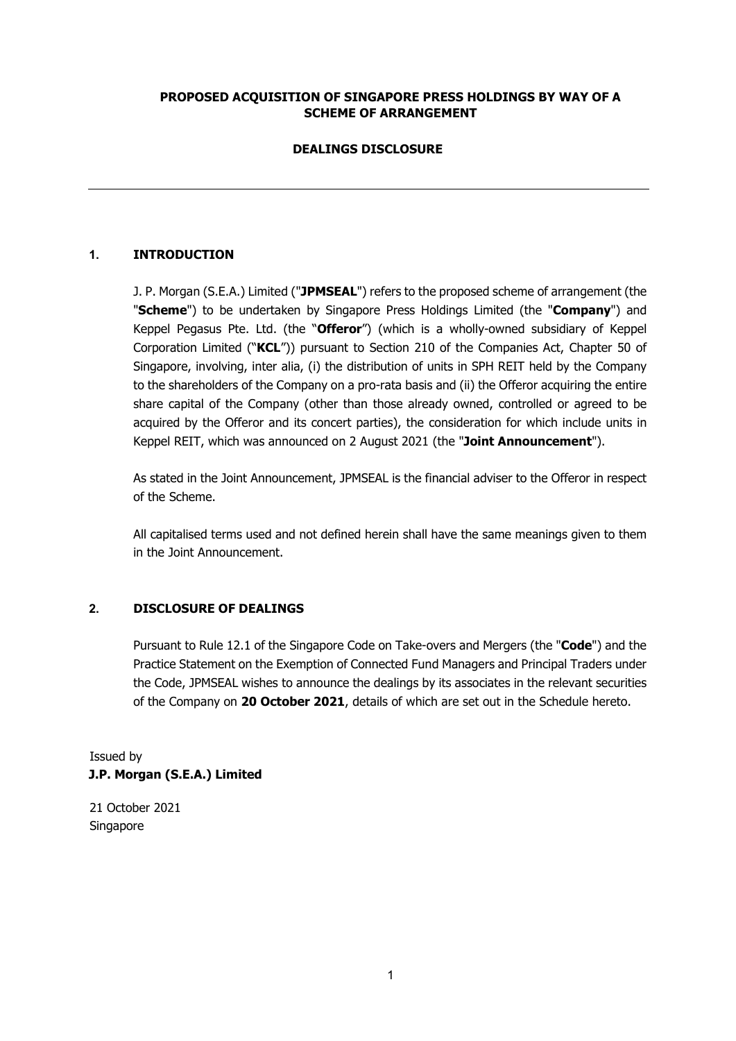**PROPOSED ACQUISITION OF SINGAPORE PRESS HOLDINGS BY WAY OF A SCHEME OF ARRANGEMENT**

**DEALINGS DISCLOSURE**

---

## 1. INTRODUCTION

J. P. Morgan (S.E.A.) Limited ("**JPMSEAL**") refers to the proposed scheme of arrangement (the "**Scheme**") to be undertaken by Singapore Press Holdings Limited (the "**Company**") and Keppel Pegasus Pte. Ltd. (the "**Offeror**") (which is a wholly-owned subsidiary of Keppel Corporation Limited ("**KCL**")) pursuant to Section 210 of the Companies Act, Chapter 50 of Singapore, involving, inter alia, (i) the distribution of units in SPH REIT held by the Company to the shareholders of the Company on a pro-rata basis and (ii) the Offeror acquiring the entire share capital of the Company (other than those already owned, controlled or agreed to be acquired by the Offeror and its concert parties), the consideration for which include units in Keppel REIT, which was announced on 2 August 2021 (the "**Joint Announcement**").

As stated in the Joint Announcement, JPMSEAL is the financial adviser to the Offeror in respect of the Scheme.

All capitalised terms used and not defined herein shall have the same meanings given to them in the Joint Announcement.

## 2. DISCLOSURE OF DEALINGS

Pursuant to Rule 12.1 of the Singapore Code on Take-overs and Mergers (the "**Code**") and the Practice Statement on the Exemption of Connected Fund Managers and Principal Traders under the Code, JPMSEAL wishes to announce the dealings by its associates in the relevant securities of the Company on **20 October 2021**, details of which are set out in the Schedule hereto.

Issued by
**J.P. Morgan (S.E.A.) Limited**

21 October 2021
Singapore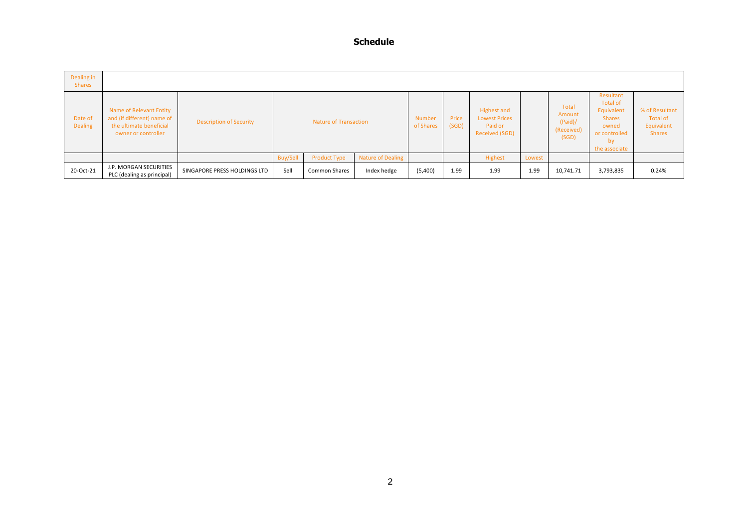## Schedule

| Dealing in Shares | | | | | | | | | | | | | |
|---|---|---|---|---|---|---|---|---|---|---|---|---|---|
| Date of Dealing | Name of Relevant Entity and (if different) name of the ultimate beneficial owner or controller | Description of Security | Nature of Transaction | | | Number of Shares | Price (SGD) | Highest and Lowest Prices Paid or Received (SGD) | | Total Amount (Paid)/ (Received) (SGD) | Resultant Total of Equivalent Shares owned or controlled by the associate | % of Resultant Total of Equivalent Shares |
| | | | Buy/Sell | Product Type | Nature of Dealing | | | Highest | Lowest | | | |
| 20-Oct-21 | J.P. MORGAN SECURITIES PLC (dealing as principal) | SINGAPORE PRESS HOLDINGS LTD | Sell | Common Shares | Index hedge | (5,400) | 1.99 | 1.99 | 1.99 | 10,741.71 | 3,793,835 | 0.24% |